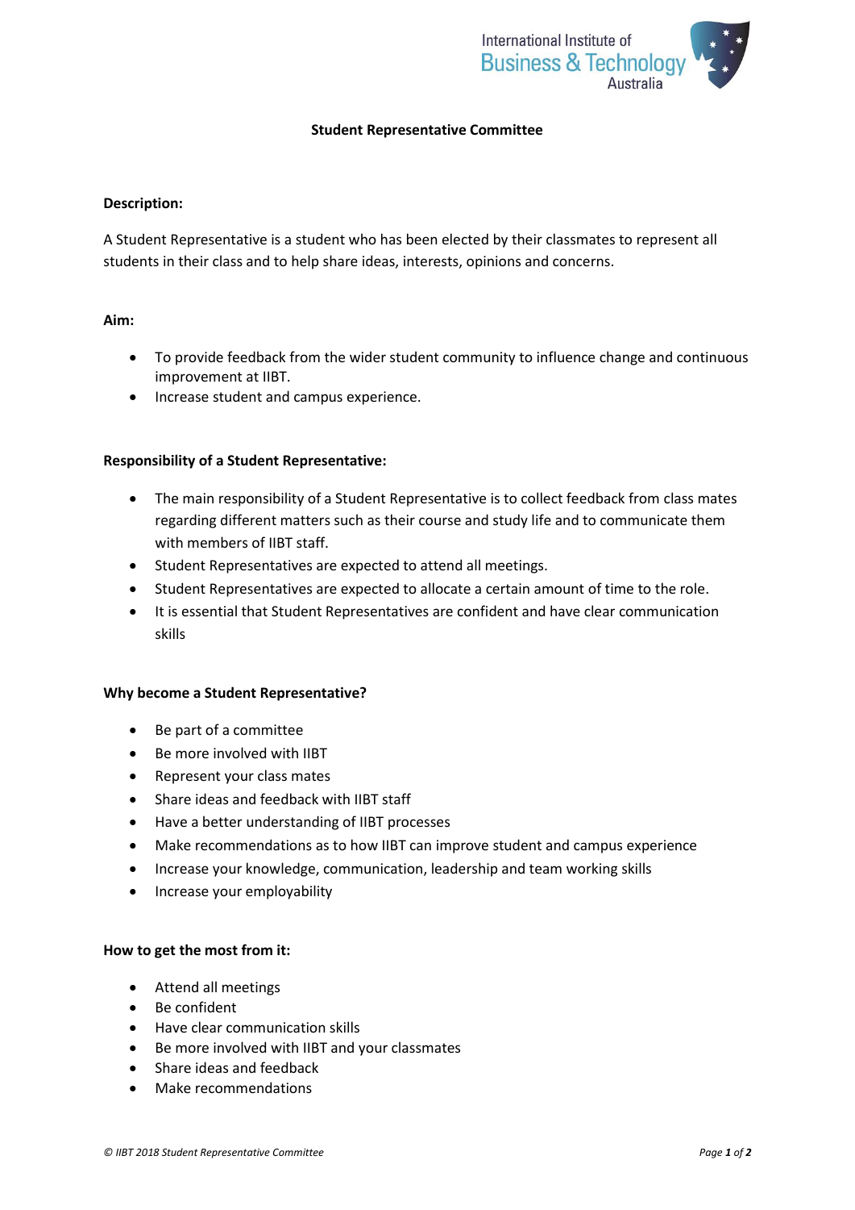# Student Representative Committee

**Description:**

A Student Representative is a student who has been elected by their classmates to represent all students in their class and to help share ideas, interests, opinions and concerns.

**Aim:**

- To provide feedback from the wider student community to influence change and continuous improvement at IIBT.
- Increase student and campus experience.

**Responsibility of a Student Representative:**

- The main responsibility of a Student Representative is to collect feedback from class mates regarding different matters such as their course and study life and to communicate them with members of IIBT staff.
- Student Representatives are expected to attend all meetings.
- Student Representatives are expected to allocate a certain amount of time to the role.
- It is essential that Student Representatives are confident and have clear communication skills

**Why become a Student Representative?**

- Be part of a committee
- Be more involved with IIBT
- Represent your class mates
- Share ideas and feedback with IIBT staff
- Have a better understanding of IIBT processes
- Make recommendations as to how IIBT can improve student and campus experience
- Increase your knowledge, communication, leadership and team working skills
- Increase your employability

**How to get the most from it:**

- Attend all meetings
- Be confident
- Have clear communication skills
- Be more involved with IIBT and your classmates
- Share ideas and feedback
- Make recommendations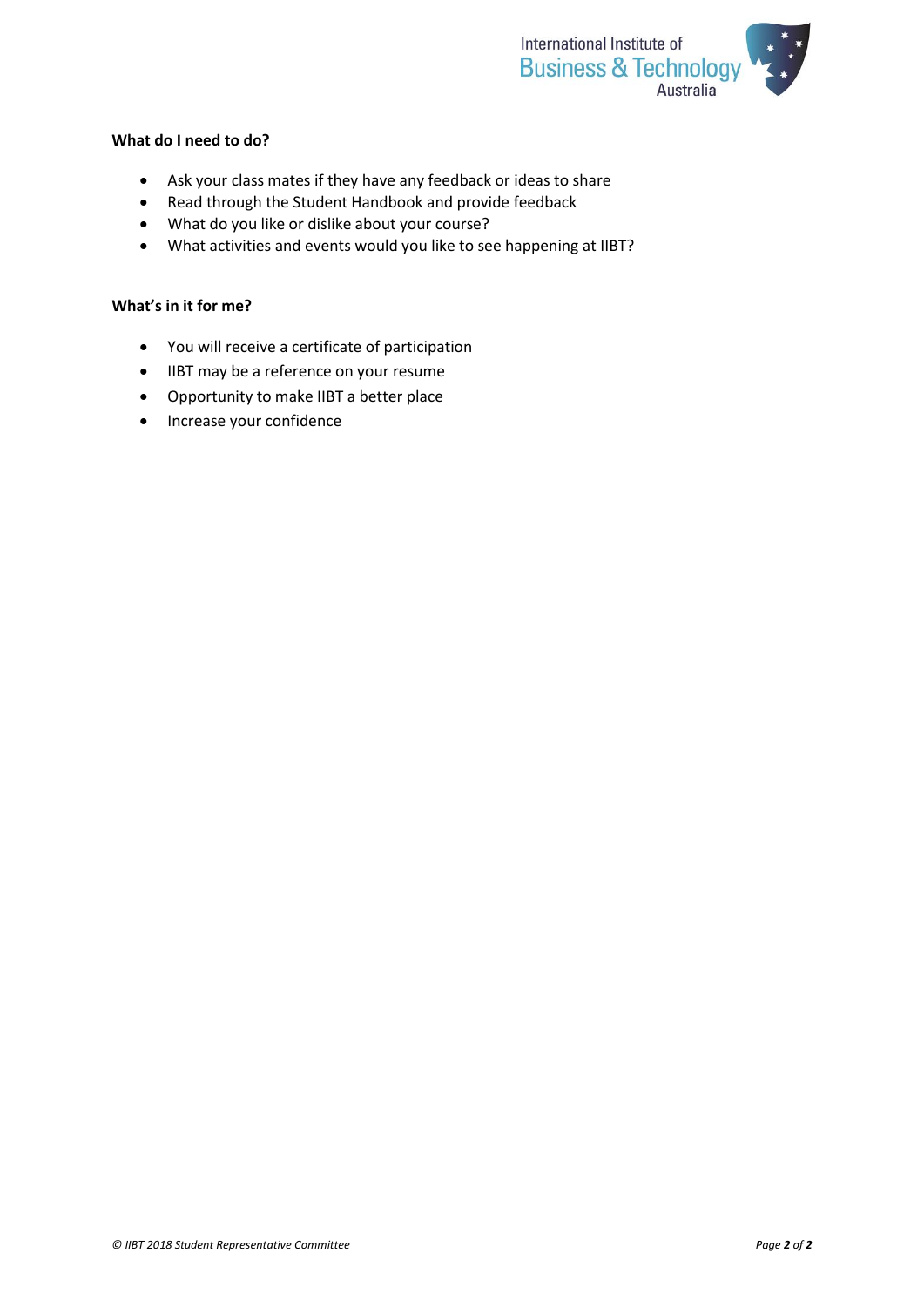**What do I need to do?**

- Ask your class mates if they have any feedback or ideas to share
- Read through the Student Handbook and provide feedback
- What do you like or dislike about your course?
- What activities and events would you like to see happening at IIBT?

**What's in it for me?**

- You will receive a certificate of participation
- IIBT may be a reference on your resume
- Opportunity to make IIBT a better place
- Increase your confidence